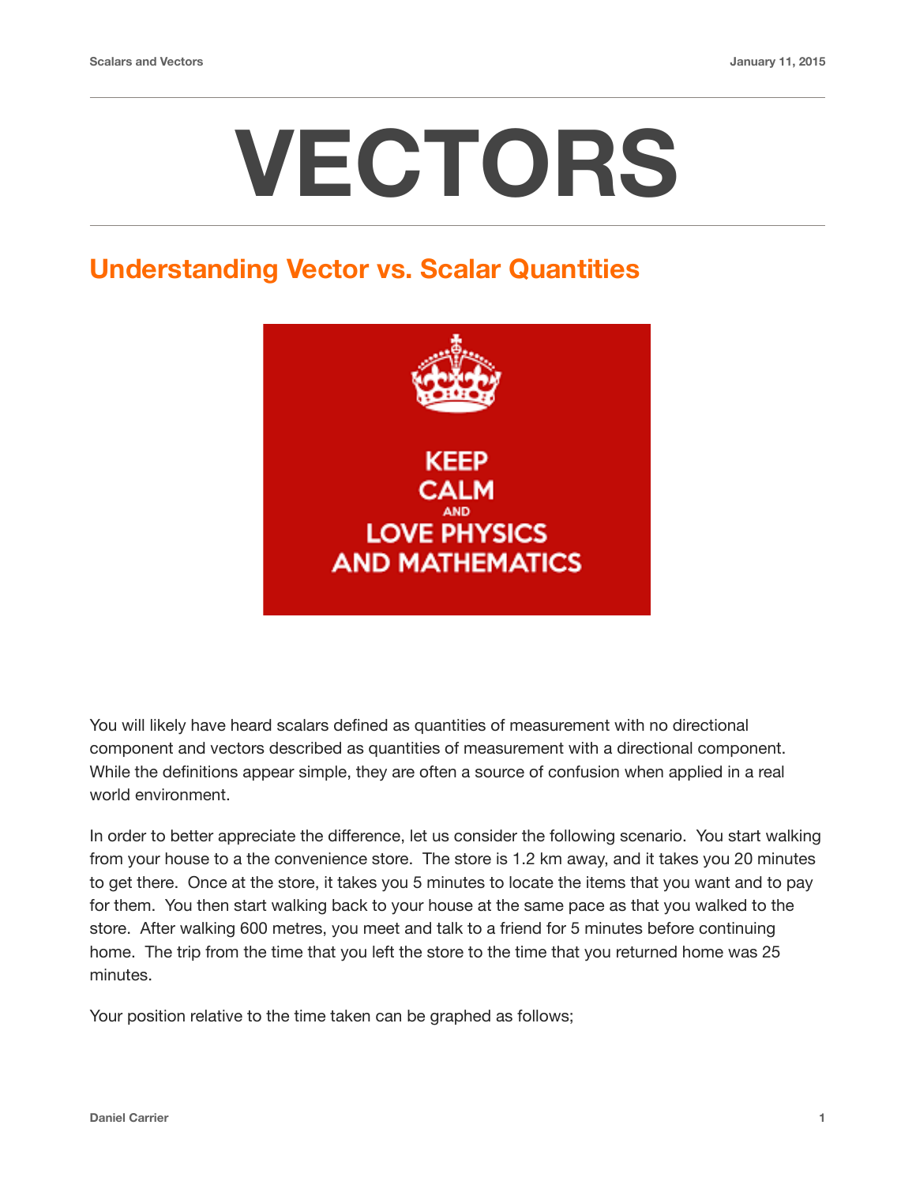# VECTORS

## Understanding Vector vs. Scalar Quantities

You will likely have heard scalars defined as quantities of measurement with no directional component and vectors described as quantities of measurement with a directional component. While the definitions appear simple, they are often a source of confusion when applied in a real world environment.

In order to better appreciate the difference, let us consider the following scenario. You start walking from your house to a the convenience store. The store is 1.2 km away, and it takes you 20 minutes to get there. Once at the store, it takes you 5 minutes to locate the items that you want and to pay for them. You then start walking back to your house at the same pace as that you walked to the store. After walking 600 metres, you meet and talk to a friend for 5 minutes before continuing home. The trip from the time that you left the store to the time that you returned home was 25 minutes.

Your position relative to the time taken can be graphed as follows;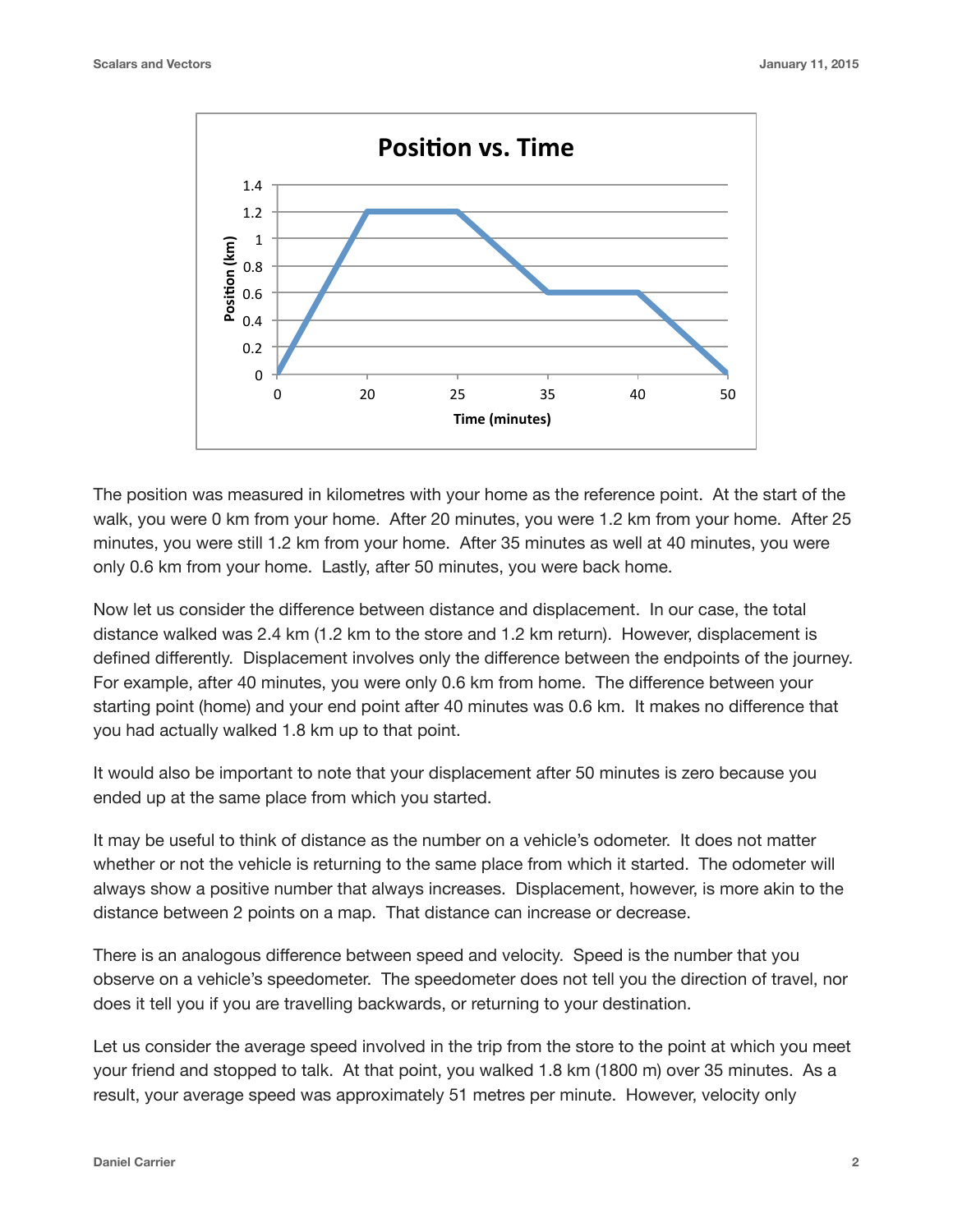The position was measured in kilometres with your home as the reference point. At the start of the walk, you were 0 km from your home. After 20 minutes, you were 1.2 km from your home. After 25 minutes, you were still 1.2 km from your home. After 35 minutes as well at 40 minutes, you were only 0.6 km from your home. Lastly, after 50 minutes, you were back home.

Now let us consider the difference between distance and displacement. In our case, the total distance walked was 2.4 km (1.2 km to the store and 1.2 km return). However, displacement is defined differently. Displacement involves only the difference between the endpoints of the journey. For example, after 40 minutes, you were only 0.6 km from home. The difference between your starting point (home) and your end point after 40 minutes was 0.6 km. It makes no difference that you had actually walked 1.8 km up to that point.

It would also be important to note that your displacement after 50 minutes is zero because you ended up at the same place from which you started.

It may be useful to think of distance as the number on a vehicle's odometer. It does not matter whether or not the vehicle is returning to the same place from which it started. The odometer will always show a positive number that always increases. Displacement, however, is more akin to the distance between 2 points on a map. That distance can increase or decrease.

There is an analogous difference between speed and velocity. Speed is the number that you observe on a vehicle's speedometer. The speedometer does not tell you the direction of travel, nor does it tell you if you are travelling backwards, or returning to your destination.

Let us consider the average speed involved in the trip from the store to the point at which you meet your friend and stopped to talk. At that point, you walked 1.8 km (1800 m) over 35 minutes. As a result, your average speed was approximately 51 metres per minute. However, velocity only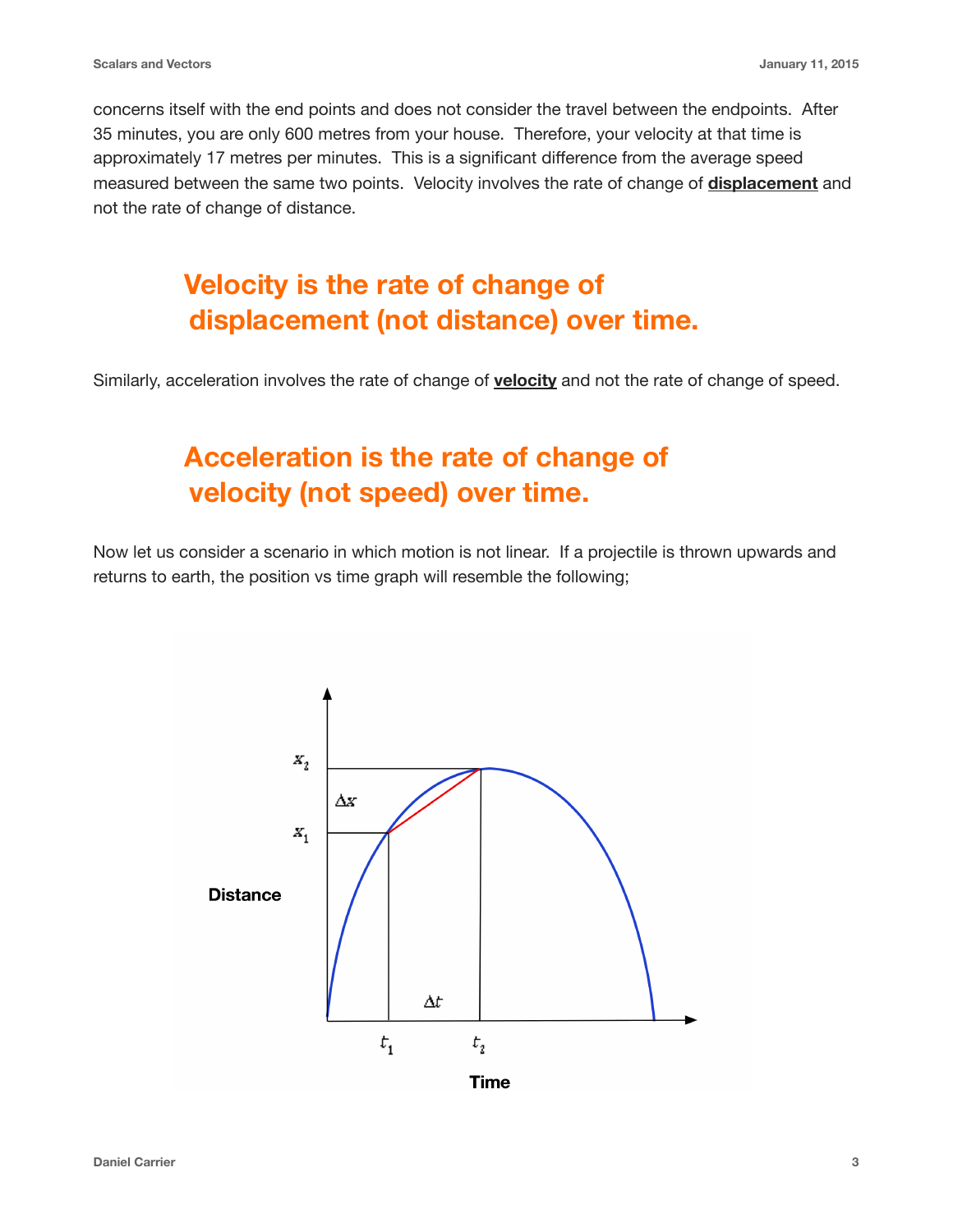concerns itself with the end points and does not consider the travel between the endpoints. After 35 minutes, you are only 600 metres from your house. Therefore, your velocity at that time is approximately 17 metres per minutes. This is a significant difference from the average speed measured between the same two points. Velocity involves the rate of change of **displacement** and not the rate of change of distance.

## Velocity is the rate of change of displacement (not distance) over time.

Similarly, acceleration involves the rate of change of **velocity** and not the rate of change of speed.

## Acceleration is the rate of change of velocity (not speed) over time.

Now let us consider a scenario in which motion is not linear. If a projectile is thrown upwards and returns to earth, the position vs time graph will resemble the following;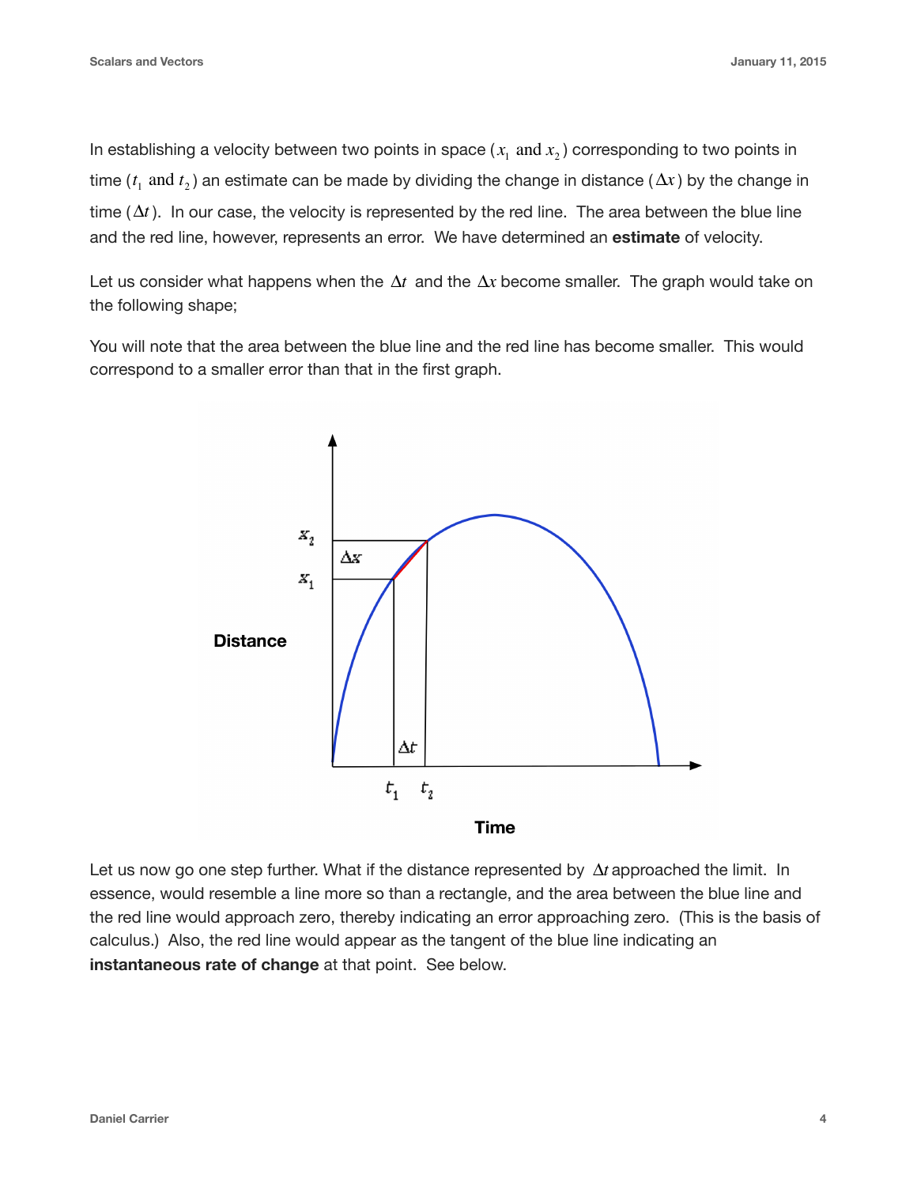In establishing a velocity between two points in space ($x_1$ and $x_2$) corresponding to two points in time ($t_1$ and $t_2$) an estimate can be made by dividing the change in distance ($\Delta x$) by the change in time ($\Delta t$). In our case, the velocity is represented by the red line. The area between the blue line and the red line, however, represents an error. We have determined an **estimate** of velocity.

Let us consider what happens when the $\Delta t$ and the $\Delta x$ become smaller. The graph would take on the following shape;

You will note that the area between the blue line and the red line has become smaller. This would correspond to a smaller error than that in the first graph.

Let us now go one step further. What if the distance represented by $\Delta t$ approached the limit. In essence, would resemble a line more so than a rectangle, and the area between the blue line and the red line would approach zero, thereby indicating an error approaching zero. (This is the basis of calculus.) Also, the red line would appear as the tangent of the blue line indicating an **instantaneous rate of change** at that point. See below.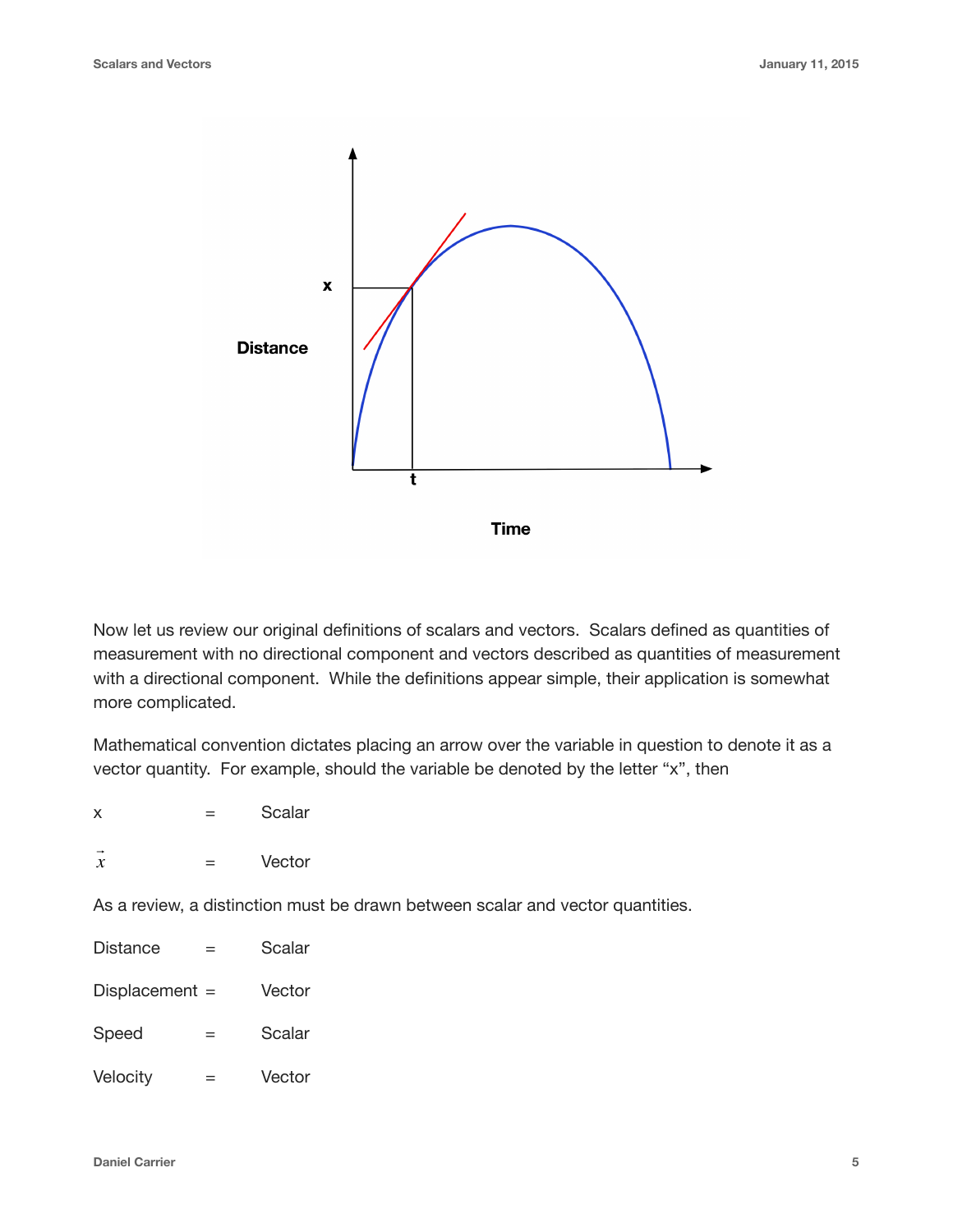Now let us review our original definitions of scalars and vectors. Scalars defined as quantities of measurement with no directional component and vectors described as quantities of measurement with a directional component. While the definitions appear simple, their application is somewhat more complicated.

Mathematical convention dictates placing an arrow over the variable in question to denote it as a vector quantity. For example, should the variable be denoted by the letter "x", then

x = Scalar

$\vec{x}$ = Vector

As a review, a distinction must be drawn between scalar and vector quantities.

Distance = Scalar

Displacement = Vector

Speed = Scalar

Velocity = Vector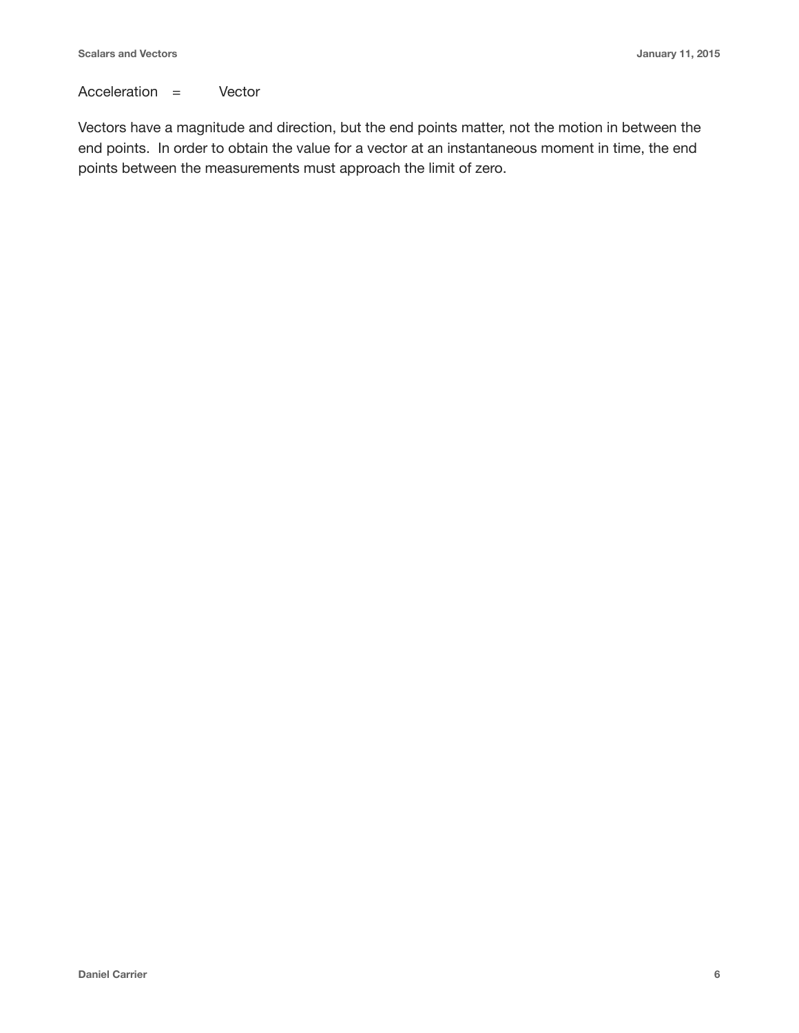Acceleration = Vector

Vectors have a magnitude and direction, but the end points matter, not the motion in between the end points. In order to obtain the value for a vector at an instantaneous moment in time, the end points between the measurements must approach the limit of zero.